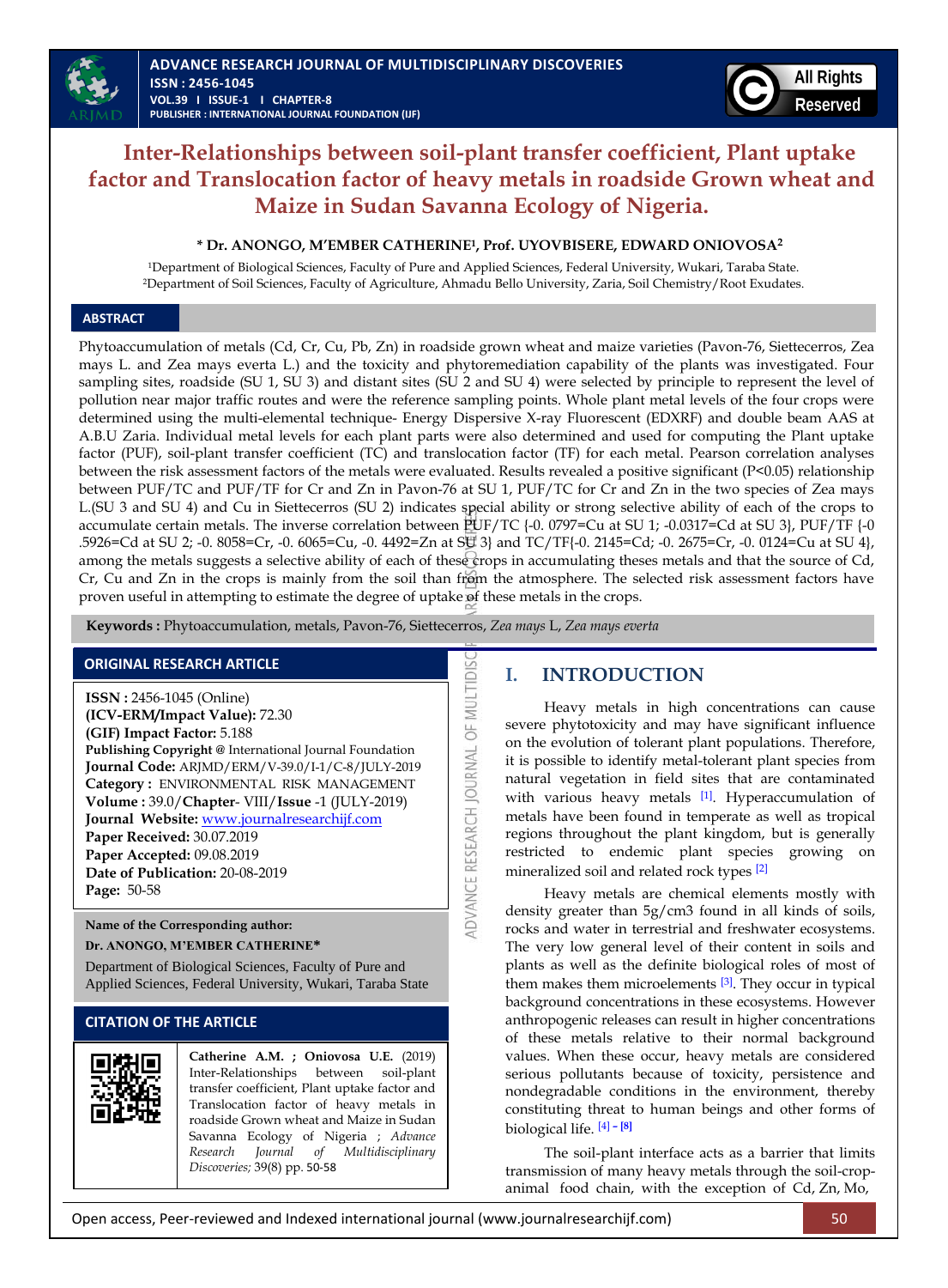# Inter-Relationships between soil-plant transfer coefficient, Plant uptake factor and Translocation factor of heavy metals in roadside Grown wheat and Maize in Sudan Savanna Ecology of Nigeria.

**\* Dr. ANONGO, M'EMBER CATHERINE[1], Prof. UYOVBISERE, EDWARD ONIOVOSA[2]**

[1]Department of Biological Sciences, Faculty of Pure and Applied Sciences, Federal University, Wukari, Taraba State.
[2]Department of Soil Sciences, Faculty of Agriculture, Ahmadu Bello University, Zaria, Soil Chemistry/Root Exudates.

## ABSTRACT

Phytoaccumulation of metals (Cd, Cr, Cu, Pb, Zn) in roadside grown wheat and maize varieties (Pavon-76, Siettecerros, Zea mays L. and Zea mays everta L.) and the toxicity and phytoremediation capability of the plants was investigated. Four sampling sites, roadside (SU 1, SU 3) and distant sites (SU 2 and SU 4) were selected by principle to represent the level of pollution near major traffic routes and were the reference sampling points. Whole plant metal levels of the four crops were determined using the multi-elemental technique- Energy Dispersive X-ray Fluorescent (EDXRF) and double beam AAS at A.B.U Zaria. Individual metal levels for each plant parts were also determined and used for computing the Plant uptake factor (PUF), soil-plant transfer coefficient (TC) and translocation factor (TF) for each metal. Pearson correlation analyses between the risk assessment factors of the metals were evaluated. Results revealed a positive significant ($P<0.05$) relationship between PUF/TC and PUF/TF for Cr and Zn in Pavon-76 at SU 1, PUF/TC for Cr and Zn in the two species of Zea mays L.(SU 3 and SU 4) and Cu in Siettecerros (SU 2) indicates special ability or strong selective ability of each of the crops to accumulate certain metals. The inverse correlation between PUF/TC {-0. 0797=Cu at SU 1; -0.0317=Cd at SU 3}, PUF/TF {-0 .5926=Cd at SU 2; -0. 8058=Cr, -0. 6065=Cu, -0. 4492=Zn at SU 3} and TC/TF{-0. 2145=Cd; -0. 2675=Cr, -0. 0124=Cu at SU 4}, among the metals suggests a selective ability of each of these crops in accumulating theses metals and that the source of Cd, Cr, Cu and Zn in the crops is mainly from the soil than from the atmosphere. The selected risk assessment factors have proven useful in attempting to estimate the degree of uptake of these metals in the crops.

**Keywords :** Phytoaccumulation, metals, Pavon-76, Siettecerros, *Zea mays* L, *Zea mays everta*

## ORIGINAL RESEARCH ARTICLE

**ISSN :** 2456-1045 (Online)
**(ICV-ERM/Impact Value):** 72.30
**(GIF) Impact Factor:** 5.188
**Publishing Copyright @** International Journal Foundation
**Journal Code:** ARJMD/ERM/V-39.0/I-1/C-8/JULY-2019
**Category :** ENVIRONMENTAL RISK MANAGEMENT
**Volume :** 39.0/**Chapter**- VIII/**Issue** -1 (JULY-2019)
**Journal Website:** www.journalresearchijf.com
**Paper Received:** 30.07.2019
**Paper Accepted:** 09.08.2019
**Date of Publication:** 20-08-2019
**Page:** 50-58

**Name of the Corresponding author:**
**Dr. ANONGO, M'EMBER CATHERINE\***
Department of Biological Sciences, Faculty of Pure and Applied Sciences, Federal University, Wukari, Taraba State

## CITATION OF THE ARTICLE

**Catherine A.M. ; Oniovosa U.E.** (2019) Inter-Relationships between soil-plant transfer coefficient, Plant uptake factor and Translocation factor of heavy metals in roadside Grown wheat and Maize in Sudan Savanna Ecology of Nigeria ; *Advance Research Journal of Multidisciplinary Discoveries;* 39(8) pp. 50-58

## I. INTRODUCTION

Heavy metals in high concentrations can cause severe phytotoxicity and may have significant influence on the evolution of tolerant plant populations. Therefore, it is possible to identify metal-tolerant plant species from natural vegetation in field sites that are contaminated with various heavy metals [1]. Hyperaccumulation of metals have been found in temperate as well as tropical regions throughout the plant kingdom, but is generally restricted to endemic plant species growing on mineralized soil and related rock types [2]

Heavy metals are chemical elements mostly with density greater than 5g/cm3 found in all kinds of soils, rocks and water in terrestrial and freshwater ecosystems. The very low general level of their content in soils and plants as well as the definite biological roles of most of them makes them microelements [3]. They occur in typical background concentrations in these ecosystems. However anthropogenic releases can result in higher concentrations of these metals relative to their normal background values. When these occur, heavy metals are considered serious pollutants because of toxicity, persistence and nondegradable conditions in the environment, thereby constituting threat to human beings and other forms of biological life. [4] – [8]

The soil-plant interface acts as a barrier that limits transmission of many heavy metals through the soil-crop-animal food chain, with the exception of Cd, Zn, Mo,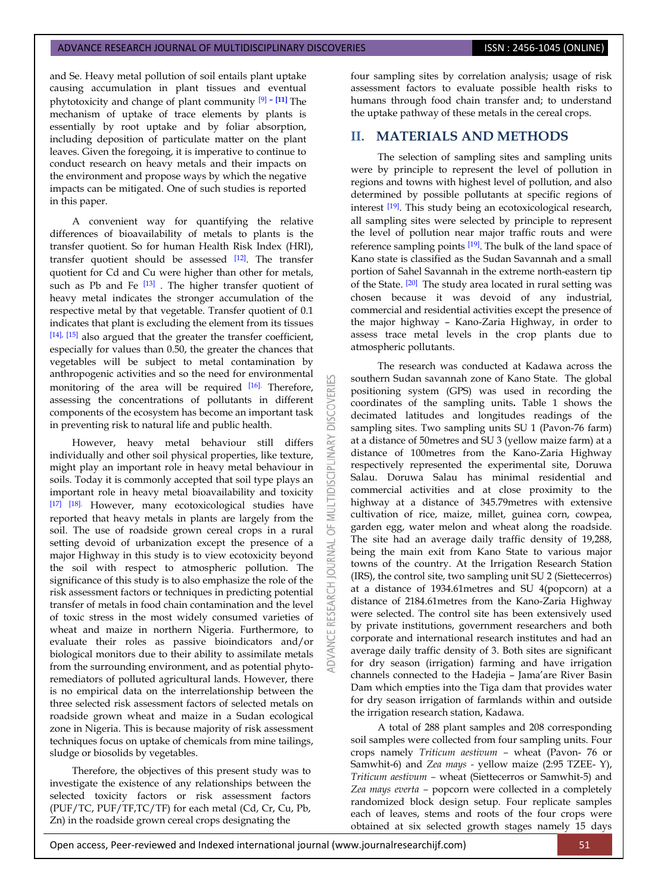and Se. Heavy metal pollution of soil entails plant uptake causing accumulation in plant tissues and eventual phytotoxicity and change of plant community [9] - [11] The mechanism of uptake of trace elements by plants is essentially by root uptake and by foliar absorption, including deposition of particulate matter on the plant leaves. Given the foregoing, it is imperative to continue to conduct research on heavy metals and their impacts on the environment and propose ways by which the negative impacts can be mitigated. One of such studies is reported in this paper.

A convenient way for quantifying the relative differences of bioavailability of metals to plants is the transfer quotient. So for human Health Risk Index (HRI), transfer quotient should be assessed [12]. The transfer quotient for Cd and Cu were higher than other for metals, such as Pb and Fe [13] . The higher transfer quotient of heavy metal indicates the stronger accumulation of the respective metal by that vegetable. Transfer quotient of 0.1 indicates that plant is excluding the element from its tissues [14], [15] also argued that the greater the transfer coefficient, especially for values than 0.50, the greater the chances that vegetables will be subject to metal contamination by anthropogenic activities and so the need for environmental monitoring of the area will be required [16]. Therefore, assessing the concentrations of pollutants in different components of the ecosystem has become an important task in preventing risk to natural life and public health.

However, heavy metal behaviour still differs individually and other soil physical properties, like texture, might play an important role in heavy metal behaviour in soils. Today it is commonly accepted that soil type plays an important role in heavy metal bioavailability and toxicity [17] [18]. However, many ecotoxicological studies have reported that heavy metals in plants are largely from the soil. The use of roadside grown cereal crops in a rural setting devoid of urbanization except the presence of a major Highway in this study is to view ecotoxicity beyond the soil with respect to atmospheric pollution. The significance of this study is to also emphasize the role of the risk assessment factors or techniques in predicting potential transfer of metals in food chain contamination and the level of toxic stress in the most widely consumed varieties of wheat and maize in northern Nigeria. Furthermore, to evaluate their roles as passive bioindicators and/or biological monitors due to their ability to assimilate metals from the surrounding environment, and as potential phyto-remediators of polluted agricultural lands. However, there is no empirical data on the interrelationship between the three selected risk assessment factors of selected metals on roadside grown wheat and maize in a Sudan ecological zone in Nigeria. This is because majority of risk assessment techniques focus on uptake of chemicals from mine tailings, sludge or biosolids by vegetables.

Therefore, the objectives of this present study was to investigate the existence of any relationships between the selected toxicity factors or risk assessment factors (PUF/TC, PUF/TF,TC/TF) for each metal (Cd, Cr, Cu, Pb, Zn) in the roadside grown cereal crops designating the four sampling sites by correlation analysis; usage of risk assessment factors to evaluate possible health risks to humans through food chain transfer and; to understand the uptake pathway of these metals in the cereal crops.

## II. MATERIALS AND METHODS

The selection of sampling sites and sampling units were by principle to represent the level of pollution in regions and towns with highest level of pollution, and also determined by possible pollutants at specific regions of interest [19]. This study being an ecotoxicological research, all sampling sites were selected by principle to represent the level of pollution near major traffic routs and were reference sampling points [19]. The bulk of the land space of Kano state is classified as the Sudan Savannah and a small portion of Sahel Savannah in the extreme north-eastern tip of the State. [20] The study area located in rural setting was chosen because it was devoid of any industrial, commercial and residential activities except the presence of the major highway – Kano-Zaria Highway, in order to assess trace metal levels in the crop plants due to atmospheric pollutants.

The research was conducted at Kadawa across the southern Sudan savannah zone of Kano State. The global positioning system (GPS) was used in recording the coordinates of the sampling units. Table 1 shows the decimated latitudes and longitudes readings of the sampling sites. Two sampling units SU 1 (Pavon-76 farm) at a distance of 50metres and SU 3 (yellow maize farm) at a distance of 100metres from the Kano-Zaria Highway respectively represented the experimental site, Doruwa Salau. Doruwa Salau has minimal residential and commercial activities and at close proximity to the highway at a distance of 345.79metres with extensive cultivation of rice, maize, millet, guinea corn, cowpea, garden egg, water melon and wheat along the roadside. The site had an average daily traffic density of 19,288, being the main exit from Kano State to various major towns of the country. At the Irrigation Research Station (IRS), the control site, two sampling unit SU 2 (Siettecerros) at a distance of 1934.61metres and SU 4(popcorn) at a distance of 2184.61metres from the Kano-Zaria Highway were selected. The control site has been extensively used by private institutions, government researchers and both corporate and international research institutes and had an average daily traffic density of 3. Both sites are significant for dry season (irrigation) farming and have irrigation channels connected to the Hadejia – Jama'are River Basin Dam which empties into the Tiga dam that provides water for dry season irrigation of farmlands within and outside the irrigation research station, Kadawa.

A total of 288 plant samples and 208 corresponding soil samples were collected from four sampling units. Four crops namely *Triticum aestivum* – wheat (Pavon- 76 or Samwhit-6) and *Zea mays* - yellow maize (2:95 TZEE- Y), *Triticum aestivum* – wheat (Siettecerros or Samwhit-5) and *Zea mays everta* – popcorn were collected in a completely randomized block design setup. Four replicate samples each of leaves, stems and roots of the four crops were obtained at six selected growth stages namely 15 days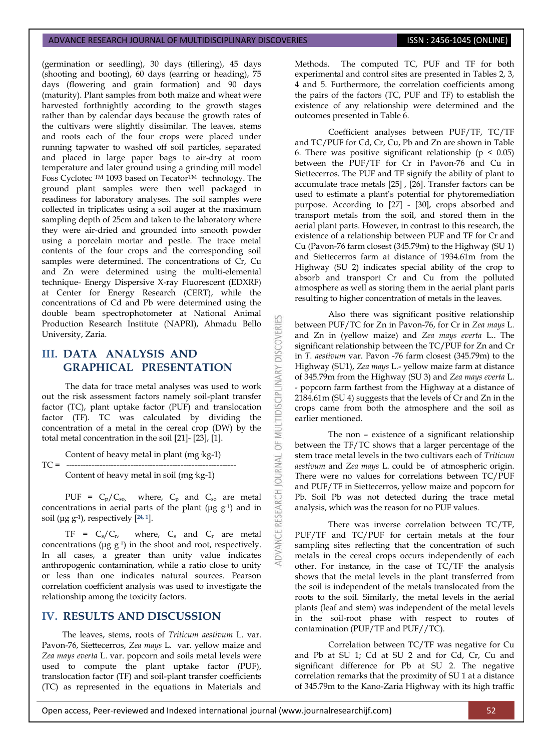(germination or seedling), 30 days (tillering), 45 days (shooting and booting), 60 days (earring or heading), 75 days (flowering and grain formation) and 90 days (maturity). Plant samples from both maize and wheat were harvested forthnightly according to the growth stages rather than by calendar days because the growth rates of the cultivars were slightly dissimilar. The leaves, stems and roots each of the four crops were placed under running tapwater to washed off soil particles, separated and placed in large paper bags to air-dry at room temperature and later ground using a grinding mill model Foss Cyclotec ™ 1093 based on Tecator™ technology. The ground plant samples were then well packaged in readiness for laboratory analyses. The soil samples were collected in triplicates using a soil auger at the maximum sampling depth of 25cm and taken to the laboratory where they were air-dried and grounded into smooth powder using a porcelain mortar and pestle. The trace metal contents of the four crops and the corresponding soil samples were determined. The concentrations of Cr, Cu and Zn were determined using the multi-elemental technique- Energy Dispersive X-ray Fluorescent (EDXRF) at Center for Energy Research (CERT), while the concentrations of Cd and Pb were determined using the double beam spectrophotometer at National Animal Production Research Institute (NAPRI), Ahmadu Bello University, Zaria.

## III. DATA ANALYSIS AND GRAPHICAL PRESENTATION

The data for trace metal analyses was used to work out the risk assessment factors namely soil-plant transfer factor (TC), plant uptake factor (PUF) and translocation factor (TF). TC was calculated by dividing the concentration of a metal in the cereal crop (DW) by the total metal concentration in the soil [21]- [23], [1].

$$TC = \frac{\text{Content of heavy metal in plant (mg kg-1)}}{\text{Content of heavy metal in soil (mg kg-1)}}$$

$PUF = C_p/C_{so}$, where, $C_p$ and $C_{so}$ are metal concentrations in aerial parts of the plant ($\mu g\ g^{-1}$) and in soil ($\mu g\ g^{-1}$), respectively [24, 1].

$TF = C_s/C_r$, where, $C_s$ and $C_r$ are metal concentrations ($\mu g\ g^{-1}$) in the shoot and root, respectively. In all cases, a greater than unity value indicates anthropogenic contamination, while a ratio close to unity or less than one indicates natural sources. Pearson correlation coefficient analysis was used to investigate the relationship among the toxicity factors.

## IV. RESULTS AND DISCUSSION

The leaves, stems, roots of *Triticum aestivum* L. var. Pavon-76, Siettecerros, *Zea mays* L. var. yellow maize and *Zea mays everta* L. var. popcorn and soils metal levels were used to compute the plant uptake factor (PUF), translocation factor (TF) and soil-plant transfer coefficients (TC) as represented in the equations in Materials and Methods. The computed TC, PUF and TF for both experimental and control sites are presented in Tables 2, 3, 4 and 5. Furthermore, the correlation coefficients among the pairs of the factors (TC, PUF and TF) to establish the existence of any relationship were determined and the outcomes presented in Table 6.

Coefficient analyses between PUF/TF, TC/TF and TC/PUF for Cd, Cr, Cu, Pb and Zn are shown in Table 6. There was positive significant relationship ($p < 0.05$) between the PUF/TF for Cr in Pavon-76 and Cu in Siettecerros. The PUF and TF signify the ability of plant to accumulate trace metals [25] , [26]. Transfer factors can be used to estimate a plant's potential for phytoremediation purpose. According to [27] - [30], crops absorbed and transport metals from the soil, and stored them in the aerial plant parts. However, in contrast to this research, the existence of a relationship between PUF and TF for Cr and Cu (Pavon-76 farm closest (345.79m) to the Highway (SU 1) and Siettecerros farm at distance of 1934.61m from the Highway (SU 2) indicates special ability of the crop to absorb and transport Cr and Cu from the polluted atmosphere as well as storing them in the aerial plant parts resulting to higher concentration of metals in the leaves.

Also there was significant positive relationship between PUF/TC for Zn in Pavon-76, for Cr in *Zea mays* L. and Zn in (yellow maize) and *Zea mays everta* L.. The significant relationship between the TC/PUF for Zn and Cr in *T. aestivum* var. Pavon -76 farm closest (345.79m) to the Highway (SU1), *Zea mays* L.- yellow maize farm at distance of 345.79m from the Highway (SU 3) and *Zea mays everta* L. - popcorn farm farthest from the Highway at a distance of 2184.61m (SU 4) suggests that the levels of Cr and Zn in the crops came from both the atmosphere and the soil as earlier mentioned.

The non – existence of a significant relationship between the TF/TC shows that a larger percentage of the stem trace metal levels in the two cultivars each of *Triticum aestivum* and *Zea mays* L. could be of atmospheric origin. There were no values for correlations between TC/PUF and PUF/TF in Siettecerros, yellow maize and popcorn for Pb. Soil Pb was not detected during the trace metal analysis, which was the reason for no PUF values.

There was inverse correlation between TC/TF, PUF/TF and TC/PUF for certain metals at the four sampling sites reflecting that the concentration of such metals in the cereal crops occurs independently of each other. For instance, in the case of TC/TF the analysis shows that the metal levels in the plant transferred from the soil is independent of the metals translocated from the roots to the soil. Similarly, the metal levels in the aerial plants (leaf and stem) was independent of the metal levels in the soil-root phase with respect to routes of contamination (PUF/TF and PUF//TC).

Correlation between TC/TF was negative for Cu and Pb at SU 1; Cd at SU 2 and for Cd, Cr, Cu and significant difference for Pb at SU 2. The negative correlation remarks that the proximity of SU 1 at a distance of 345.79m to the Kano-Zaria Highway with its high traffic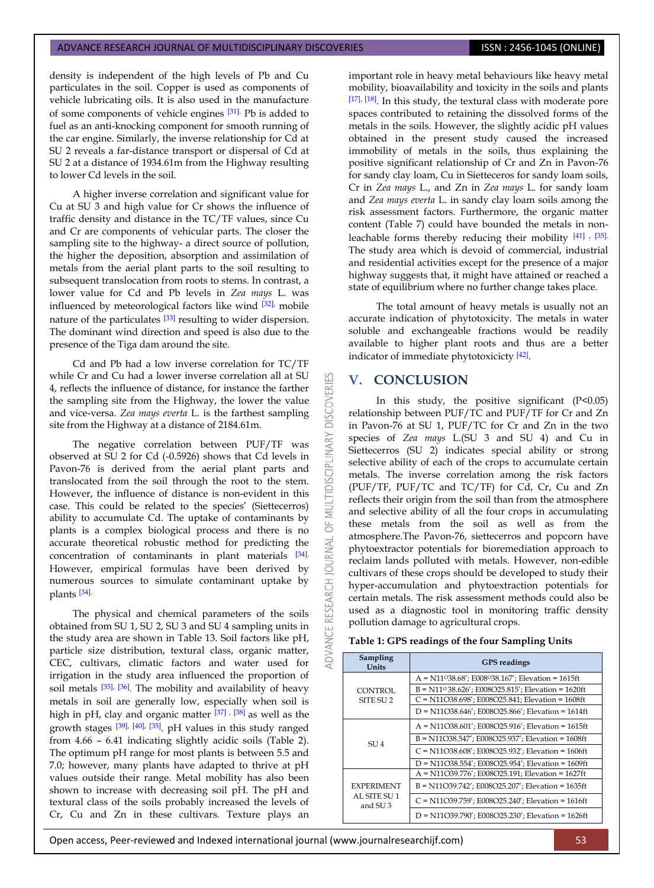density is independent of the high levels of Pb and Cu particulates in the soil. Copper is used as components of vehicle lubricating oils. It is also used in the manufacture of some components of vehicle engines [31]. Pb is added to fuel as an anti-knocking component for smooth running of the car engine. Similarly, the inverse relationship for Cd at SU 2 reveals a far-distance transport or dispersal of Cd at SU 2 at a distance of 1934.61m from the Highway resulting to lower Cd levels in the soil.

A higher inverse correlation and significant value for Cu at SU 3 and high value for Cr shows the influence of traffic density and distance in the TC/TF values, since Cu and Cr are components of vehicular parts. The closer the sampling site to the highway- a direct source of pollution, the higher the deposition, absorption and assimilation of metals from the aerial plant parts to the soil resulting to subsequent translocation from roots to stems. In contrast, a lower value for Cd and Pb levels in *Zea mays* L. was influenced by meteorological factors like wind [32], mobile nature of the particulates [33] resulting to wider dispersion. The dominant wind direction and speed is also due to the presence of the Tiga dam around the site.

Cd and Pb had a low inverse correlation for TC/TF while Cr and Cu had a lower inverse correlation all at SU 4, reflects the influence of distance, for instance the farther the sampling site from the Highway, the lower the value and vice-versa. *Zea mays everta* L. is the farthest sampling site from the Highway at a distance of 2184.61m.

The negative correlation between PUF/TF was observed at SU 2 for Cd (-0.5926) shows that Cd levels in Pavon-76 is derived from the aerial plant parts and translocated from the soil through the root to the stem. However, the influence of distance is non-evident in this case. This could be related to the species' (Siettecerros) ability to accumulate Cd. The uptake of contaminants by plants is a complex biological process and there is no accurate theoretical robust method for predicting the concentration of contaminants in plant materials [34]. However, empirical formulas have been derived by numerous sources to simulate contaminant uptake by plants [34].

The physical and chemical parameters of the soils obtained from SU 1, SU 2, SU 3 and SU 4 sampling units in the study area are shown in Table 13. Soil factors like pH, particle size distribution, textural class, organic matter, CEC, cultivars, climatic factors and water used for irrigation in the study area influenced the proportion of soil metals [35], [36]. The mobility and availability of heavy metals in soil are generally low, especially when soil is high in pH, clay and organic matter [37], [38] as well as the growth stages [39], [40], [35]. pH values in this study ranged from 4.66 – 6.41 indicating slightly acidic soils (Table 2). The optimum pH range for most plants is between 5.5 and 7.0; however, many plants have adapted to thrive at pH values outside their range. Metal mobility has also been shown to increase with decreasing soil pH. The pH and textural class of the soils probably increased the levels of Cr, Cu and Zn in these cultivars. Texture plays an important role in heavy metal behaviours like heavy metal mobility, bioavailability and toxicity in the soils and plants [17], [18]. In this study, the textural class with moderate pore spaces contributed to retaining the dissolved forms of the metals in the soils. However, the slightly acidic pH values obtained in the present study caused the increased immobility of metals in the soils, thus explaining the positive significant relationship of Cr and Zn in Pavon-76 for sandy clay loam, Cu in Sietteceros for sandy loam soils, Cr in *Zea mays* L., and Zn in *Zea mays* L. for sandy loam and *Zea mays everta* L. in sandy clay loam soils among the risk assessment factors. Furthermore, the organic matter content (Table 7) could have bounded the metals in non-leachable forms thereby reducing their mobility [41], [35]. The study area which is devoid of commercial, industrial and residential activities except for the presence of a major highway suggests that, it might have attained or reached a state of equilibrium where no further change takes place.

The total amount of heavy metals is usually not an accurate indication of phytotoxicity. The metals in water soluble and exchangeable fractions would be readily available to higher plant roots and thus are a better indicator of immediate phytotoxicity [42].

## V. CONCLUSION

In this study, the positive significant ($P<0.05$) relationship between PUF/TC and PUF/TF for Cr and Zn in Pavon-76 at SU 1, PUF/TC for Cr and Zn in the two species of *Zea mays* L.(SU 3 and SU 4) and Cu in Siettecerros (SU 2) indicates special ability or strong selective ability of each of the crops to accumulate certain metals. The inverse correlation among the risk factors (PUF/TF, PUF/TC and TC/TF) for Cd, Cr, Cu and Zn reflects their origin from the soil than from the atmosphere and selective ability of all the four crops in accumulating these metals from the soil as well as from the atmosphere.The Pavon-76, siettecerros and popcorn have phytoextractor potentials for bioremediation approach to reclaim lands polluted with metals. However, non-edible cultivars of these crops should be developed to study their hyper-accumulation and phytoextraction potentials for certain metals. The risk assessment methods could also be used as a diagnostic tool in monitoring traffic density pollution damage to agricultural crops.

**Table 1: GPS readings of the four Sampling Units**

| Sampling Units | GPS readings |
|---|---|
| CONTROL SITE SU 2 | A = N11O38.68'; E008O38.167'; Elevation = 1615ft |
| | B = N11O38.626'; E008O25.815'; Elevation = 1620ft |
| | C = N11O38.698'; E008O25.841; Elevation = 1608ft |
| | D = N11O38.646'; E008O25.866'; Elevation = 1614ft |
| SU 4 | A = N11O38.601'; E008O25.916'; Elevation = 1615ft |
| | B = N11O38.547'; E008O25.937'; Elevation = 1608ft |
| | C = N11O38.608'; E008O25.932'; Elevation = 1606ft |
| | D = N11O38.554'; E008O25.954'; Elevation = 1609ft |
| EXPERIMENTAL SITE SU 1 and SU 3 | A = N11O39.776'; E008O25.191; Elevation = 1627ft |
| | B = N11O39.742'; E008O25.207'; Elevation = 1635ft |
| | C = N11O39.759'; E008O25.240'; Elevation = 1616ft |
| | D = N11O39.790'; E008O25.230'; Elevation = 1626ft |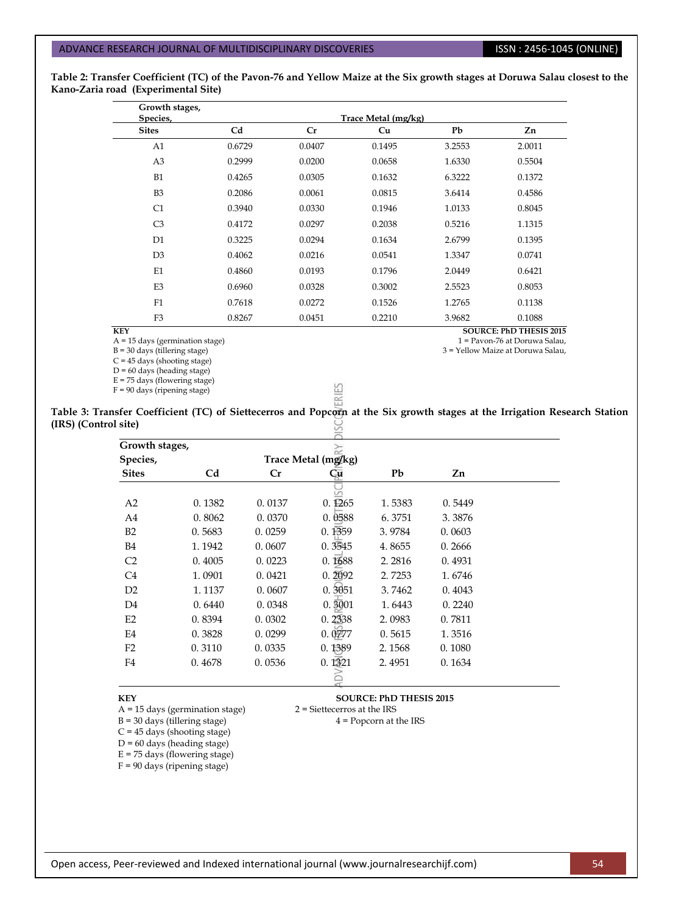**Table 2: Transfer Coefficient (TC) of the Pavon-76 and Yellow Maize at the Six growth stages at Doruwa Salau closest to the Kano-Zaria road (Experimental Site)**

| Growth stages, Species, Sites | Trace Metal (mg/kg) | | | | |
|---|---|---|---|---|---|
| | Cd | Cr | Cu | Pb | Zn |
| A1 | 0.6729 | 0.0407 | 0.1495 | 3.2553 | 2.0011 |
| A3 | 0.2999 | 0.0200 | 0.0658 | 1.6330 | 0.5504 |
| B1 | 0.4265 | 0.0305 | 0.1632 | 6.3222 | 0.1372 |
| B3 | 0.2086 | 0.0061 | 0.0815 | 3.6414 | 0.4586 |
| C1 | 0.3940 | 0.0330 | 0.1946 | 1.0133 | 0.8045 |
| C3 | 0.4172 | 0.0297 | 0.2038 | 0.5216 | 1.1315 |
| D1 | 0.3225 | 0.0294 | 0.1634 | 2.6799 | 0.1395 |
| D3 | 0.4062 | 0.0216 | 0.0541 | 1.3347 | 0.0741 |
| E1 | 0.4860 | 0.0193 | 0.1796 | 2.0449 | 0.6421 |
| E3 | 0.6960 | 0.0328 | 0.3002 | 2.5523 | 0.8053 |
| F1 | 0.7618 | 0.0272 | 0.1526 | 1.2765 | 0.1138 |
| F3 | 0.8267 | 0.0451 | 0.2210 | 3.9682 | 0.1088 |

**KEY**
A = 15 days (germination stage)
B = 30 days (tillering stage)
C = 45 days (shooting stage)
D = 60 days (heading stage)
E = 75 days (flowering stage)
F = 90 days (ripening stage)

1 = Pavon-76 at Doruwa Salau,
3 = Yellow Maize at Doruwa Salau,

**SOURCE: PhD THESIS 2015**

**Table 3: Transfer Coefficient (TC) of Siettecerros and Popcorn at the Six growth stages at the Irrigation Research Station (IRS) (Control site)**

| Growth stages, Species, Sites | Trace Metal (mg/kg) | | | | |
|---|---|---|---|---|---|
| | Cd | Cr | Cu | Pb | Zn |
| A2 | 0. 1382 | 0. 0137 | 0. 1265 | 1. 5383 | 0. 5449 |
| A4 | 0. 8062 | 0. 0370 | 0. 0588 | 6. 3751 | 3. 3876 |
| B2 | 0. 5683 | 0. 0259 | 0. 1359 | 3. 9784 | 0. 0603 |
| B4 | 1. 1942 | 0. 0607 | 0. 3545 | 4. 8655 | 0. 2666 |
| C2 | 0. 4005 | 0. 0223 | 0. 1688 | 2. 2816 | 0. 4931 |
| C4 | 1. 0901 | 0. 0421 | 0. 2092 | 2. 7253 | 1. 6746 |
| D2 | 1. 1137 | 0. 0607 | 0. 3051 | 3. 7462 | 0. 4043 |
| D4 | 0. 6440 | 0. 0348 | 0. 3001 | 1. 6443 | 0. 2240 |
| E2 | 0. 8394 | 0. 0302 | 0. 2338 | 2. 0983 | 0. 7811 |
| E4 | 0. 3828 | 0. 0299 | 0. 0777 | 0. 5615 | 1. 3516 |
| F2 | 0. 3110 | 0. 0335 | 0. 1389 | 2. 1568 | 0. 1080 |
| F4 | 0. 4678 | 0. 0536 | 0. 1321 | 2. 4951 | 0. 1634 |

**KEY**
A = 15 days (germination stage)
B = 30 days (tillering stage)
C = 45 days (shooting stage)
D = 60 days (heading stage)
E = 75 days (flowering stage)
F = 90 days (ripening stage)

2 = Siettecerros at the IRS
4 = Popcorn at the IRS

**SOURCE: PhD THESIS 2015**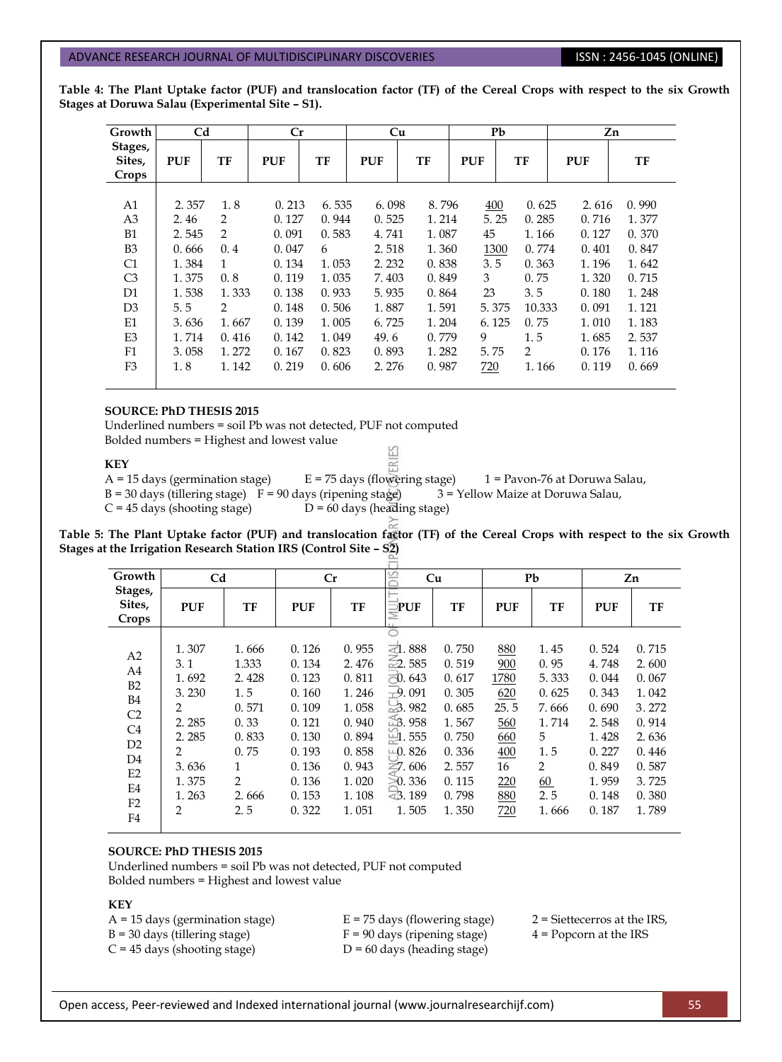**Table 4: The Plant Uptake factor (PUF) and translocation factor (TF) of the Cereal Crops with respect to the six Growth Stages at Doruwa Salau (Experimental Site – S1).**

| Growth Stages, Sites, Crops | Cd | | Cr | | Cu | | Pb | | Zn | |
|---|---|---|---|---|---|---|---|---|---|---|
| | PUF | TF | PUF | TF | PUF | TF | PUF | TF | PUF | TF |
| A1 | 2. 357 | 1. 8 | 0. 213 | 6. 535 | 6. 098 | 8. 796 | 400 | 0. 625 | 2. 616 | 0. 990 |
| A3 | 2. 46 | 2 | 0. 127 | 0. 944 | 0. 525 | 1. 214 | 5. 25 | 0. 285 | 0. 716 | 1. 377 |
| B1 | 2. 545 | 2 | 0. 091 | 0. 583 | 4. 741 | 1. 087 | 45 | 1. 166 | 0. 127 | 0. 370 |
| B3 | 0. 666 | 0. 4 | 0. 047 | 6 | 2. 518 | 1. 360 | 1300 | 0. 774 | 0. 401 | 0. 847 |
| C1 | 1. 384 | 1 | 0. 134 | 1. 053 | 2. 232 | 0. 838 | 3. 5 | 0. 363 | 1. 196 | 1. 642 |
| C3 | 1. 375 | 0. 8 | 0. 119 | 1. 035 | 7. 403 | 0. 849 | 3 | 0. 75 | 1. 320 | 0. 715 |
| D1 | 1. 538 | 1. 333 | 0. 138 | 0. 933 | 5. 935 | 0. 864 | 23 | 3. 5 | 0. 180 | 1. 248 |
| D3 | 5. 5 | 2 | 0. 148 | 0. 506 | 1. 887 | 1. 591 | 5. 375 | 10.333 | 0. 091 | 1. 121 |
| E1 | 3. 636 | 1. 667 | 0. 139 | 1. 005 | 6. 725 | 1. 204 | 6. 125 | 0. 75 | 1. 010 | 1. 183 |
| E3 | 1. 714 | 0. 416 | 0. 142 | 1. 049 | 49. 6 | 0. 779 | 9 | 1. 5 | 1. 685 | 2. 537 |
| F1 | 3. 058 | 1. 272 | 0. 167 | 0. 823 | 0. 893 | 1. 282 | 5. 75 | 2 | 0. 176 | 1. 116 |
| F3 | 1. 8 | 1. 142 | 0. 219 | 0. 606 | 2. 276 | 0. 987 | 720 | 1. 166 | 0. 119 | 0. 669 |

**SOURCE: PhD THESIS 2015**

Underlined numbers = soil Pb was not detected, PUF not computed

Bolded numbers = Highest and lowest value

**KEY**

A = 15 days (germination stage) E = 75 days (flowering stage) 1 = Pavon-76 at Doruwa Salau,
B = 30 days (tillering stage) F = 90 days (ripening stage) 3 = Yellow Maize at Doruwa Salau,
C = 45 days (shooting stage) D = 60 days (heading stage)

**Table 5: The Plant Uptake factor (PUF) and translocation factor (TF) of the Cereal Crops with respect to the six Growth Stages at the Irrigation Research Station IRS (Control Site – S2)**

| Growth Stages, Sites, Crops | Cd | | Cr | | Cu | | Pb | | Zn | |
|---|---|---|---|---|---|---|---|---|---|---|
| | PUF | TF | PUF | TF | PUF | TF | PUF | TF | PUF | TF |
| A2 | 1. 307 | 1. 666 | 0. 126 | 0. 955 | 1. 888 | 0. 750 | 880 | 1. 45 | 0. 524 | 0. 715 |
| A4 | 3. 1 | 1.333 | 0. 134 | 2. 476 | 2. 585 | 0. 519 | 900 | 0. 95 | 4. 748 | 2. 600 |
| B2 | 1. 692 | 2. 428 | 0. 123 | 0. 811 | 0. 643 | 0. 617 | 1780 | 5. 333 | 0. 044 | 0. 067 |
| B4 | 3. 230 | 1. 5 | 0. 160 | 1. 246 | 9. 091 | 0. 305 | 620 | 0. 625 | 0. 343 | 1. 042 |
| C2 | 2 | 0. 571 | 0. 109 | 1. 058 | 3. 982 | 0. 685 | 25. 5 | 7. 666 | 0. 690 | 3. 272 |
| C4 | 2. 285 | 0. 33 | 0. 121 | 0. 940 | 3. 958 | 1. 567 | 560 | 1. 714 | 2. 548 | 0. 914 |
| D2 | 2. 285 | 0. 833 | 0. 130 | 0. 894 | 1. 555 | 0. 750 | 660 | 5 | 1. 428 | 2. 636 |
| D4 | 2 | 0. 75 | 0. 193 | 0. 858 | 0. 826 | 0. 336 | 400 | 1. 5 | 0. 227 | 0. 446 |
| E2 | 3. 636 | 1 | 0. 136 | 0. 943 | 7. 606 | 2. 557 | 16 | 2 | 0. 849 | 0. 587 |
| E4 | 1. 375 | 2 | 0. 136 | 1. 020 | 0. 336 | 0. 115 | 220 | 60 | 1. 959 | 3. 725 |
| F2 | 1. 263 | 2. 666 | 0. 153 | 1. 108 | 3. 189 | 0. 798 | 880 | 2. 5 | 0. 148 | 0. 380 |
| F4 | 2 | 2. 5 | 0. 322 | 1. 051 | 1. 505 | 1. 350 | 720 | 1. 666 | 0. 187 | 1. 789 |

**SOURCE: PhD THESIS 2015**

Underlined numbers = soil Pb was not detected, PUF not computed

Bolded numbers = Highest and lowest value

**KEY**

A = 15 days (germination stage) E = 75 days (flowering stage) 2 = Siettecerros at the IRS,
B = 30 days (tillering stage) F = 90 days (ripening stage) 4 = Popcorn at the IRS
C = 45 days (shooting stage) D = 60 days (heading stage)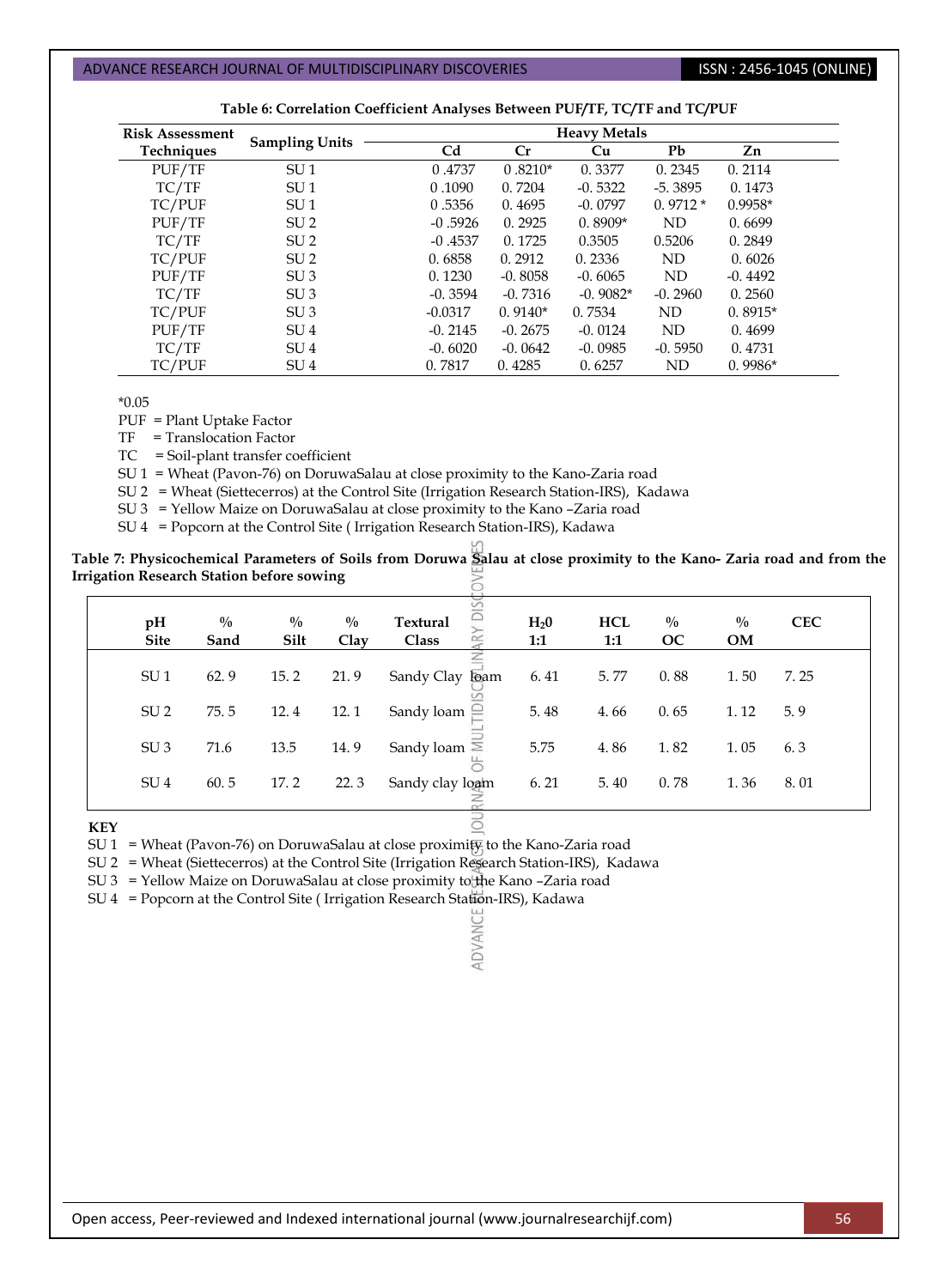**Table 6: Correlation Coefficient Analyses Between PUF/TF, TC/TF and TC/PUF**

| Risk Assessment Techniques | Sampling Units | Heavy Metals | | | | |
|---|---|---|---|---|---|---|
| | | Cd | Cr | Cu | Pb | Zn |
| PUF/TF | SU 1 | 0 .4737 | 0 .8210* | 0. 3377 | 0. 2345 | 0. 2114 |
| TC/TF | SU 1 | 0 .1090 | 0. 7204 | -0. 5322 | -5. 3895 | 0. 1473 |
| TC/PUF | SU 1 | 0 .5356 | 0. 4695 | -0. 0797 | 0. 9712 * | 0.9958* |
| PUF/TF | SU 2 | -0 .5926 | 0. 2925 | 0. 8909* | ND | 0. 6699 |
| TC/TF | SU 2 | -0 .4537 | 0. 1725 | 0.3505 | 0.5206 | 0. 2849 |
| TC/PUF | SU 2 | 0. 6858 | 0. 2912 | 0. 2336 | ND | 0. 6026 |
| PUF/TF | SU 3 | 0. 1230 | -0. 8058 | -0. 6065 | ND | -0. 4492 |
| TC/TF | SU 3 | -0. 3594 | -0. 7316 | -0. 9082* | -0. 2960 | 0. 2560 |
| TC/PUF | SU 3 | -0.0317 | 0. 9140* | 0. 7534 | ND | 0. 8915* |
| PUF/TF | SU 4 | -0. 2145 | -0. 2675 | -0. 0124 | ND | 0. 4699 |
| TC/TF | SU 4 | -0. 6020 | -0. 0642 | -0. 0985 | -0. 5950 | 0. 4731 |
| TC/PUF | SU 4 | 0. 7817 | 0. 4285 | 0. 6257 | ND | 0. 9986* |

*0.05

PUF = Plant Uptake Factor
TF = Translocation Factor
TC = Soil-plant transfer coefficient
SU 1 = Wheat (Pavon-76) on DoruwaSalau at close proximity to the Kano-Zaria road
SU 2 = Wheat (Siettecerros) at the Control Site (Irrigation Research Station-IRS), Kadawa
SU 3 = Yellow Maize on DoruwaSalau at close proximity to the Kano –Zaria road
SU 4 = Popcorn at the Control Site ( Irrigation Research Station-IRS), Kadawa

**Table 7: Physicochemical Parameters of Soils from Doruwa Salau at close proximity to the Kano- Zaria road and from the Irrigation Research Station before sowing**

| pH Site | % Sand | % Silt | % Clay | Textural Class | $H_2O$ 1:1 | HCL 1:1 | % OC | % OM | CEC |
|---|---|---|---|---|---|---|---|---|---|
| SU 1 | 62. 9 | 15. 2 | 21. 9 | Sandy Clay loam | 6. 41 | 5. 77 | 0. 88 | 1. 50 | 7. 25 |
| SU 2 | 75. 5 | 12. 4 | 12. 1 | Sandy loam | 5. 48 | 4. 66 | 0. 65 | 1. 12 | 5. 9 |
| SU 3 | 71.6 | 13.5 | 14. 9 | Sandy loam | 5.75 | 4. 86 | 1. 82 | 1. 05 | 6. 3 |
| SU 4 | 60. 5 | 17. 2 | 22. 3 | Sandy clay loam | 6. 21 | 5. 40 | 0. 78 | 1. 36 | 8. 01 |

**KEY**

SU 1 = Wheat (Pavon-76) on DoruwaSalau at close proximity to the Kano-Zaria road
SU 2 = Wheat (Siettecerros) at the Control Site (Irrigation Research Station-IRS), Kadawa
SU 3 = Yellow Maize on DoruwaSalau at close proximity to the Kano –Zaria road
SU 4 = Popcorn at the Control Site ( Irrigation Research Station-IRS), Kadawa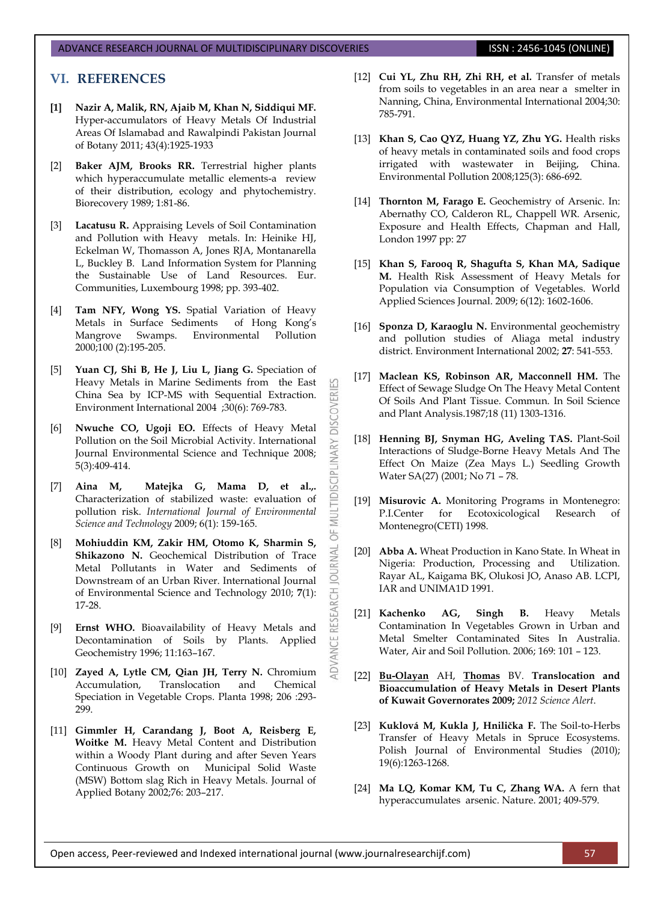## VI. REFERENCES

**[1]** **Nazir A, Malik, RN, Ajaib M, Khan N, Siddiqui MF.** Hyper-accumulators of Heavy Metals Of Industrial Areas Of Islamabad and Rawalpindi Pakistan Journal of Botany 2011; 43(4):1925-1933

[2] **Baker AJM, Brooks RR.** Terrestrial higher plants which hyperaccumulate metallic elements-a review of their distribution, ecology and phytochemistry. Biorecovery 1989; 1:81-86.

[3] **Lacatusu R.** Appraising Levels of Soil Contamination and Pollution with Heavy metals. In: Heinike HJ, Eckelman W, Thomasson A, Jones RJA, Montanarella L, Buckley B. Land Information System for Planning the Sustainable Use of Land Resources. Eur. Communities, Luxembourg 1998; pp. 393-402.

[4] **Tam NFY, Wong YS.** Spatial Variation of Heavy Metals in Surface Sediments of Hong Kong's Mangrove Swamps. Environmental Pollution 2000;100 (2):195-205.

[5] **Yuan CJ, Shi B, He J, Liu L, Jiang G.** Speciation of Heavy Metals in Marine Sediments from the East China Sea by ICP-MS with Sequential Extraction. Environment International 2004 ;30(6): 769-783.

[6] **Nwuche CO, Ugoji EO.** Effects of Heavy Metal Pollution on the Soil Microbial Activity. International Journal Environmental Science and Technique 2008; 5(3):409-414.

[7] **Aina M, Matejka G, Mama D, et al.,.** Characterization of stabilized waste: evaluation of pollution risk. *International Journal of Environmental Science and Technology* 2009; 6(1): 159-165.

[8] **Mohiuddin KM, Zakir HM, Otomo K, Sharmin S, Shikazono N.** Geochemical Distribution of Trace Metal Pollutants in Water and Sediments of Downstream of an Urban River. International Journal of Environmental Science and Technology 2010; **7**(1): 17-28.

[9] **Ernst WHO.** Bioavailability of Heavy Metals and Decontamination of Soils by Plants. Applied Geochemistry 1996; 11:163–167.

[10] **Zayed A, Lytle CM, Qian JH, Terry N.** Chromium Accumulation, Translocation and Chemical Speciation in Vegetable Crops. Planta 1998; 206 :293-299.

[11] **Gimmler H, Carandang J, Boot A, Reisberg E, Woitke M.** Heavy Metal Content and Distribution within a Woody Plant during and after Seven Years Continuous Growth on Municipal Solid Waste (MSW) Bottom slag Rich in Heavy Metals. Journal of Applied Botany 2002;76: 203–217.

[12] **Cui YL, Zhu RH, Zhi RH, et al.** Transfer of metals from soils to vegetables in an area near a smelter in Nanning, China, Environmental International 2004;30: 785-791.

[13] **Khan S, Cao QYZ, Huang YZ, Zhu YG.** Health risks of heavy metals in contaminated soils and food crops irrigated with wastewater in Beijing, China. Environmental Pollution 2008;125(3): 686-692.

[14] **Thornton M, Farago E.** Geochemistry of Arsenic. In: Abernathy CO, Calderon RL, Chappell WR. Arsenic, Exposure and Health Effects, Chapman and Hall, London 1997 pp: 27

[15] **Khan S, Farooq R, Shagufta S, Khan MA, Sadique M.** Health Risk Assessment of Heavy Metals for Population via Consumption of Vegetables. World Applied Sciences Journal. 2009; 6(12): 1602-1606.

[16] **Sponza D, Karaoglu N.** Environmental geochemistry and pollution studies of Aliaga metal industry district. Environment International 2002; **27**: 541-553.

[17] **Maclean KS, Robinson AR, Macconnell HM.** The Effect of Sewage Sludge On The Heavy Metal Content Of Soils And Plant Tissue. Commun. In Soil Science and Plant Analysis.1987;18 (11) 1303-1316.

[18] **Henning BJ, Snyman HG, Aveling TAS.** Plant-Soil Interactions of Sludge-Borne Heavy Metals And The Effect On Maize (Zea Mays L.) Seedling Growth Water SA(27) (2001; No 71 – 78.

[19] **Misurovic A.** Monitoring Programs in Montenegro: P.I.Center for Ecotoxicological Research of Montenegro(CETI) 1998.

[20] **Abba A.** Wheat Production in Kano State. In Wheat in Nigeria: Production, Processing and Utilization. Rayar AL, Kaigama BK, Olukosi JO, Anaso AB. LCPI, IAR and UNIMA1D 1991.

[21] **Kachenko AG, Singh B.** Heavy Metals Contamination In Vegetables Grown in Urban and Metal Smelter Contaminated Sites In Australia. Water, Air and Soil Pollution. 2006; 169: 101 – 123.

[22] **Bu-Olayan** AH, **Thomas** BV. **Translocation and Bioaccumulation of Heavy Metals in Desert Plants of Kuwait Governorates 2009;** *2012 Science Alert*.

[23] **Kuklová M, Kukla J, Hnilička F.** The Soil-to-Herbs Transfer of Heavy Metals in Spruce Ecosystems. Polish Journal of Environmental Studies (2010); 19(6):1263-1268.

[24] **Ma LQ, Komar KM, Tu C, Zhang WA.** A fern that hyperaccumulates arsenic. Nature. 2001; 409-579.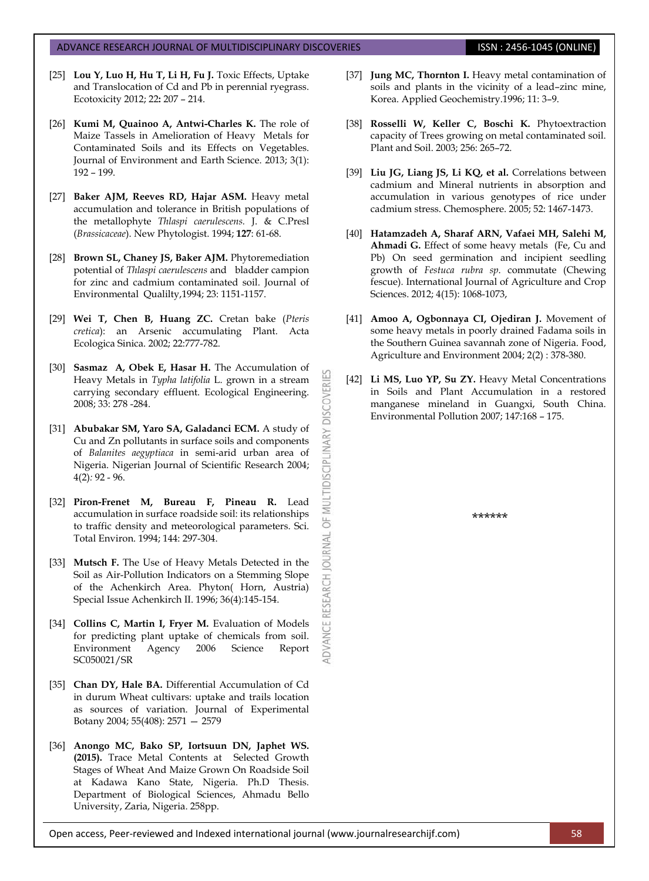[25] **Lou Y, Luo H, Hu T, Li H, Fu J.** Toxic Effects, Uptake and Translocation of Cd and Pb in perennial ryegrass. Ecotoxicity 2012; 22**:** 207 – 214.

[26] **Kumi M, Quainoo A, Antwi-Charles K.** The role of Maize Tassels in Amelioration of Heavy Metals for Contaminated Soils and its Effects on Vegetables. Journal of Environment and Earth Science. 2013; 3(1): 192 – 199.

[27] **Baker AJM, Reeves RD, Hajar ASM.** Heavy metal accumulation and tolerance in British populations of the metallophyte *Thlaspi caerulescens.* J. & C.Presl (*Brassicaceae*). New Phytologist. 1994; **127**: 61-68.

[28] **Brown SL, Chaney JS, Baker AJM.** Phytoremediation potential of *Thlaspi caerulescens* and bladder campion for zinc and cadmium contaminated soil. Journal of Environmental Qualilty,1994; 23: 1151-1157.

[29] **Wei T, Chen B, Huang ZC.** Cretan bake (*Pteris cretica*): an Arsenic accumulating Plant. Acta Ecologica Sinica. 2002; 22:777-782.

[30] **Sasmaz A, Obek E, Hasar H.** The Accumulation of Heavy Metals in *Typha latifolia* L. grown in a stream carrying secondary effluent. Ecological Engineering. 2008; 33: 278 -284.

[31] **Abubakar SM, Yaro SA, Galadanci ECM.** A study of Cu and Zn pollutants in surface soils and components of *Balanites aegyptiaca* in semi-arid urban area of Nigeria. Nigerian Journal of Scientific Research 2004; 4(2): 92 - 96.

[32] **Piron-Frenet M, Bureau F, Pineau R.** Lead accumulation in surface roadside soil: its relationships to traffic density and meteorological parameters. Sci. Total Environ. 1994; 144: 297-304.

[33] **Mutsch F.** The Use of Heavy Metals Detected in the Soil as Air-Pollution Indicators on a Stemming Slope of the Achenkirch Area. Phyton( Horn, Austria) Special Issue Achenkirch II. 1996; 36(4):145-154.

[34] **Collins C, Martin I, Fryer M.** Evaluation of Models for predicting plant uptake of chemicals from soil. Environment Agency 2006 Science Report SC050021/SR

[35] **Chan DY, Hale BA.** Differential Accumulation of Cd in durum Wheat cultivars: uptake and trails location as sources of variation. Journal of Experimental Botany 2004; 55(408): 2571 — 2579

[36] **Anongo MC, Bako SP, Iortsuun DN, Japhet WS. (2015).** Trace Metal Contents at Selected Growth Stages of Wheat And Maize Grown On Roadside Soil at Kadawa Kano State, Nigeria. Ph.D Thesis. Department of Biological Sciences, Ahmadu Bello University, Zaria, Nigeria. 258pp.

[37] **Jung MC, Thornton I.** Heavy metal contamination of soils and plants in the vicinity of a lead–zinc mine, Korea. Applied Geochemistry.1996; 11: 3–9.

[38] **Rosselli W, Keller C, Boschi K.** Phytoextraction capacity of Trees growing on metal contaminated soil. Plant and Soil. 2003; 256: 265–72.

[39] **Liu JG, Liang JS, Li KQ, et al.** Correlations between cadmium and Mineral nutrients in absorption and accumulation in various genotypes of rice under cadmium stress. Chemosphere. 2005; 52: 1467-1473.

[40] **Hatamzadeh A, Sharaf ARN, Vafaei MH, Salehi M, Ahmadi G.** Effect of some heavy metals (Fe, Cu and Pb) On seed germination and incipient seedling growth of *Festuca rubra sp*. commutate (Chewing fescue). International Journal of Agriculture and Crop Sciences. 2012; 4(15): 1068-1073,

[41] **Amoo A, Ogbonnaya CI, Ojediran J.** Movement of some heavy metals in poorly drained Fadama soils in the Southern Guinea savannah zone of Nigeria. Food, Agriculture and Environment 2004; 2(2) : 378-380.

[42] **Li MS, Luo YP, Su ZY.** Heavy Metal Concentrations in Soils and Plant Accumulation in a restored manganese mineland in Guangxi, South China. Environmental Pollution 2007; 147:168 – 175.

******